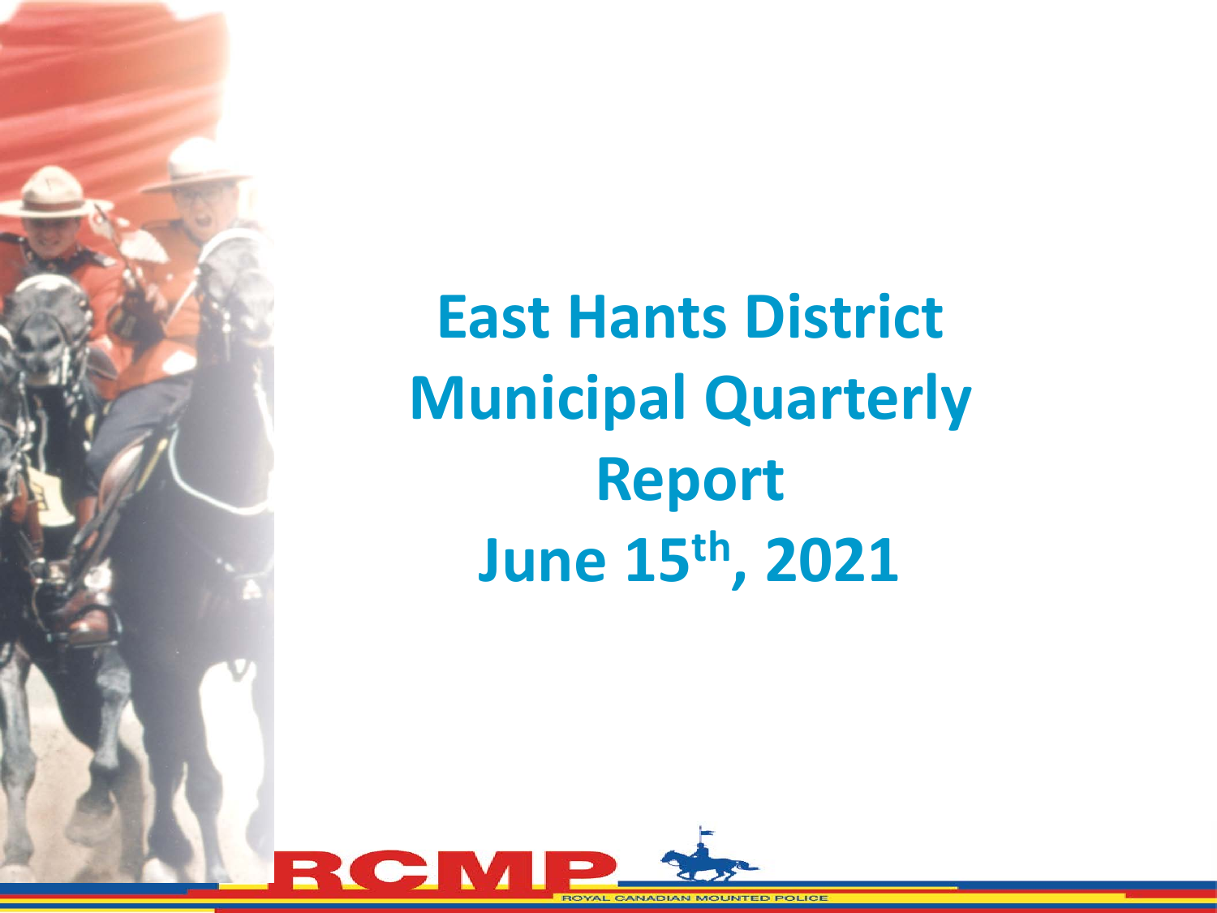# East Hants District Municipal Quarterly Report

## June 15th, 2021

RCMP

ROYAL CANADIAN MOUNTED POLICE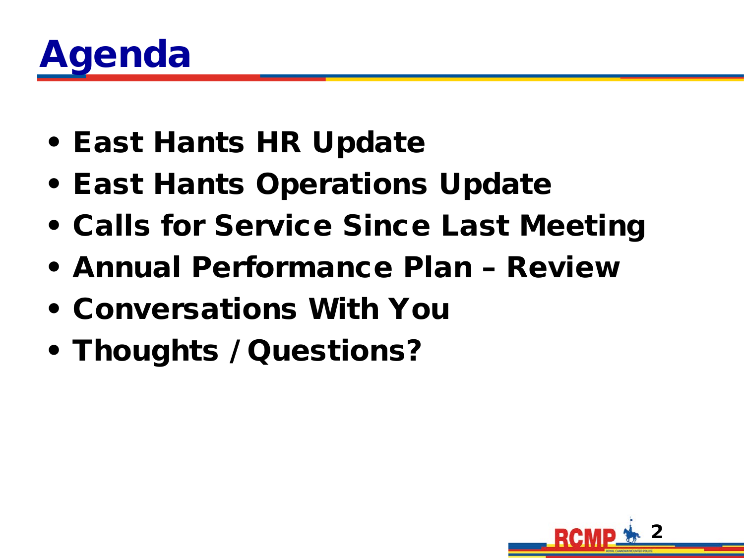# Agenda

- East Hants HR Update
- East Hants Operations Update
- Calls for Service Since Last Meeting
- Annual Performance Plan – Review
- Conversations With You
- Thoughts / Questions?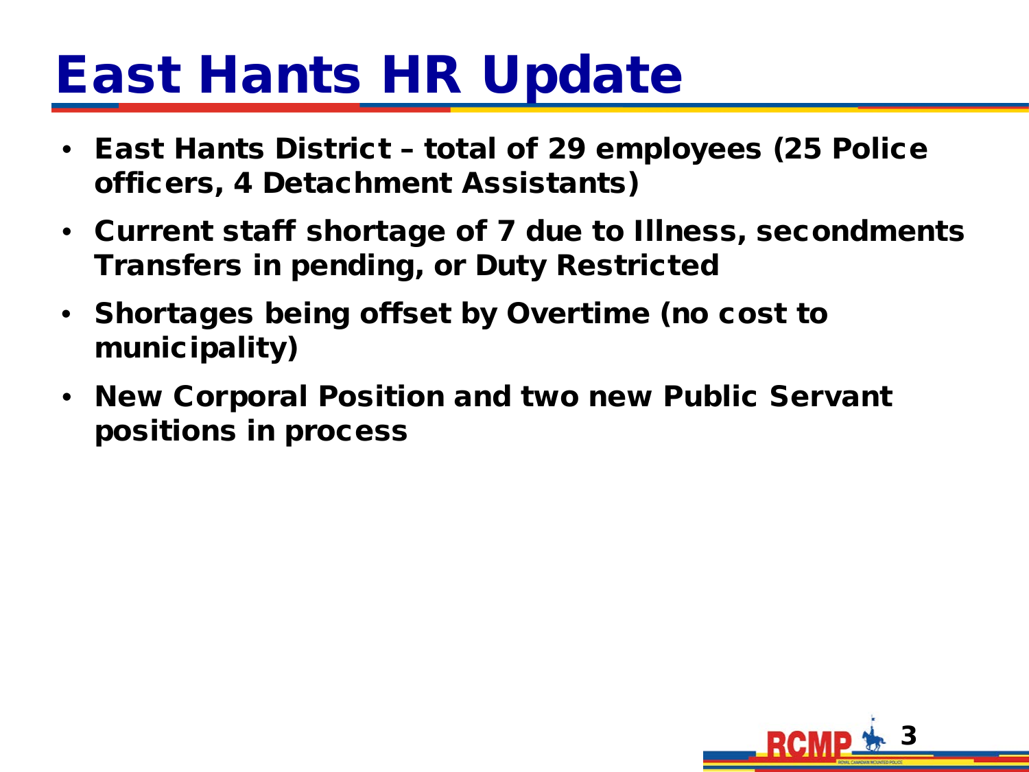# East Hants HR Update

- **East Hants District – total of 29 employees (25 Police officers, 4 Detachment Assistants)**
- **Current staff shortage of 7 due to Illness, secondments Transfers in pending, or Duty Restricted**
- **Shortages being offset by Overtime (no cost to municipality)**
- **New Corporal Position and two new Public Servant positions in process**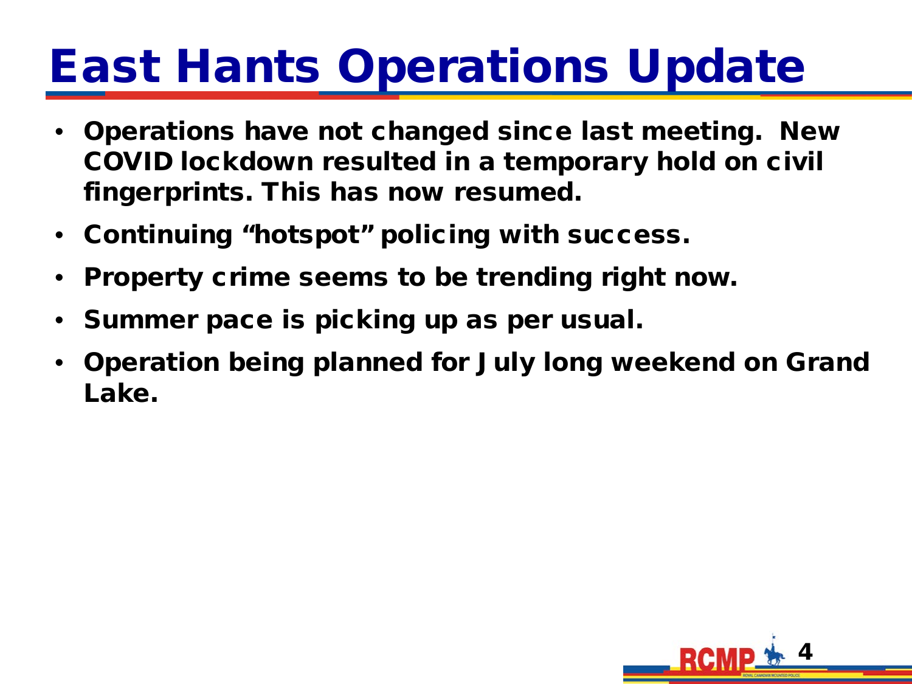# East Hants Operations Update

- **Operations have not changed since last meeting. New COVID lockdown resulted in a temporary hold on civil fingerprints. This has now resumed.**
- **Continuing "hotspot" policing with success.**
- **Property crime seems to be trending right now.**
- **Summer pace is picking up as per usual.**
- **Operation being planned for July long weekend on Grand Lake.**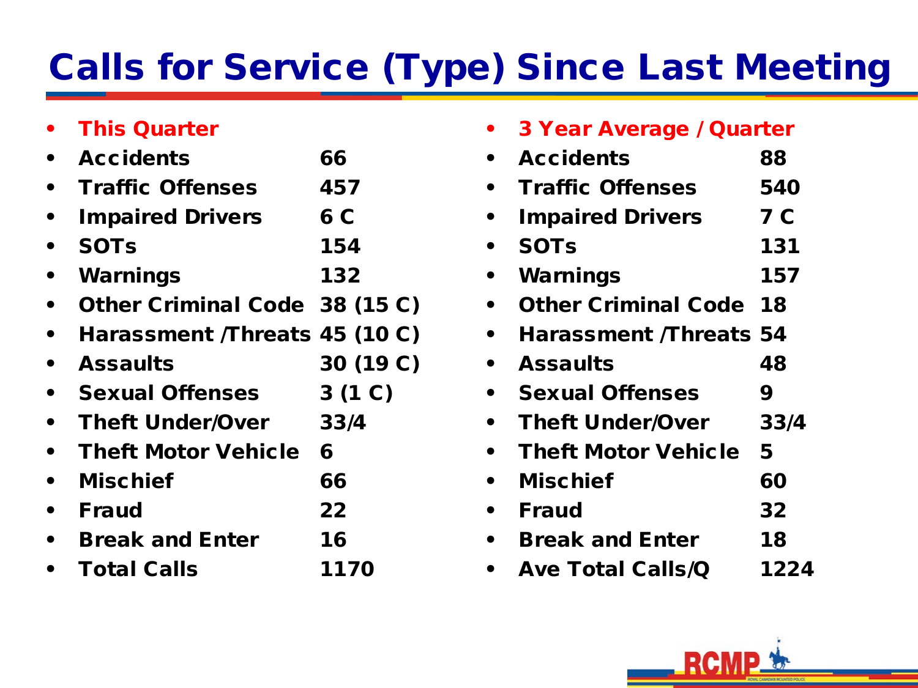# Calls for Service (Type) Since Last Meeting

- **This Quarter**
- **Accidents** 66
- **Traffic Offenses** 457
- **Impaired Drivers** 6 C
- **SOTs** 154
- **Warnings** 132
- **Other Criminal Code** 38 (15 C)
- **Harassment /Threats** 45 (10 C)
- **Assaults** 30 (19 C)
- **Sexual Offenses** 3 (1 C)
- **Theft Under/Over** 33/4
- **Theft Motor Vehicle** 6
- **Mischief** 66
- **Fraud** 22
- **Break and Enter** 16
- **Total Calls** 1170

- **3 Year Average / Quarter**
- **Accidents** 88
- **Traffic Offenses** 540
- **Impaired Drivers** 7 C
- **SOTs** 131
- **Warnings** 157
- **Other Criminal Code** 18
- **Harassment /Threats** 54
- **Assaults** 48
- **Sexual Offenses** 9
- **Theft Under/Over** 33/4
- **Theft Motor Vehicle** 5
- **Mischief** 60
- **Fraud** 32
- **Break and Enter** 18
- **Ave Total Calls/Q** 1224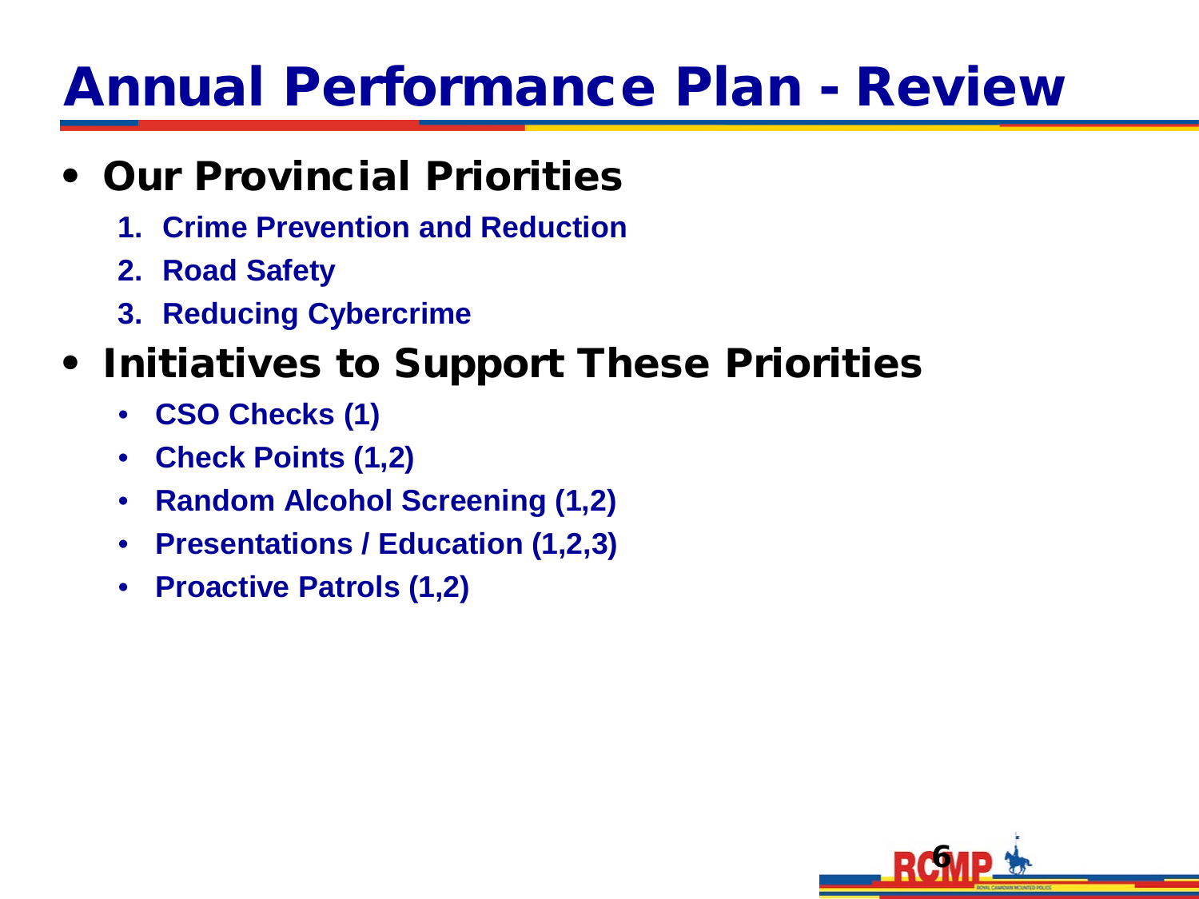# Annual Performance Plan - Review

- **Our Provincial Priorities**
  1. **Crime Prevention and Reduction**
  2. **Road Safety**
  3. **Reducing Cybercrime**
- **Initiatives to Support These Priorities**
  - **CSO Checks (1)**
  - **Check Points (1,2)**
  - **Random Alcohol Screening (1,2)**
  - **Presentations / Education (1,2,3)**
  - **Proactive Patrols (1,2)**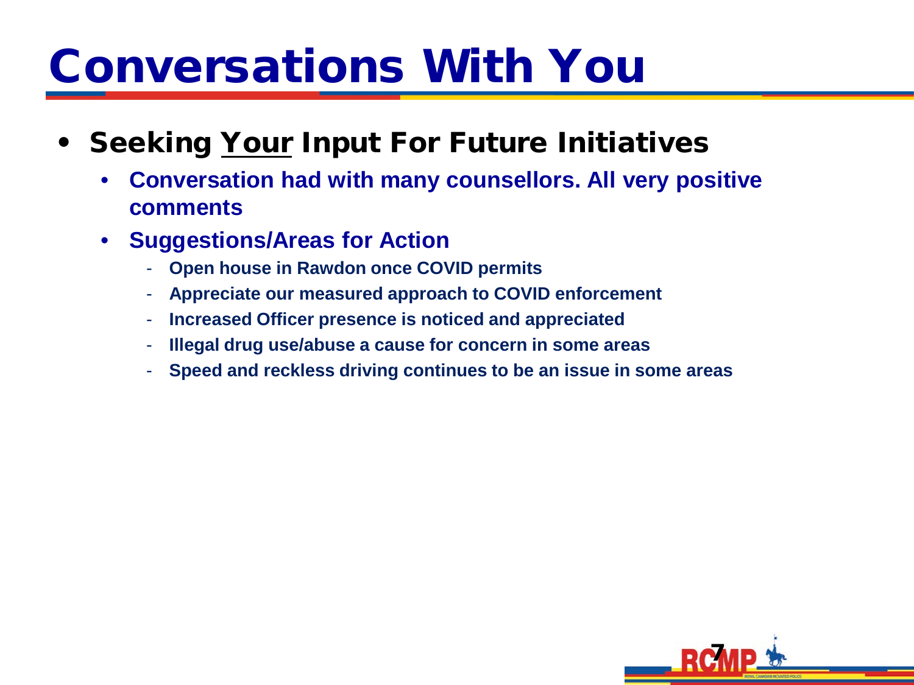# Conversations With You

- **Seeking <u>Your</u> Input For Future Initiatives**
  - **Conversation had with many counsellors. All very positive comments**
  - **Suggestions/Areas for Action**
    - **Open house in Rawdon once COVID permits**
    - **Appreciate our measured approach to COVID enforcement**
    - **Increased Officer presence is noticed and appreciated**
    - **Illegal drug use/abuse a cause for concern in some areas**
    - **Speed and reckless driving continues to be an issue in some areas**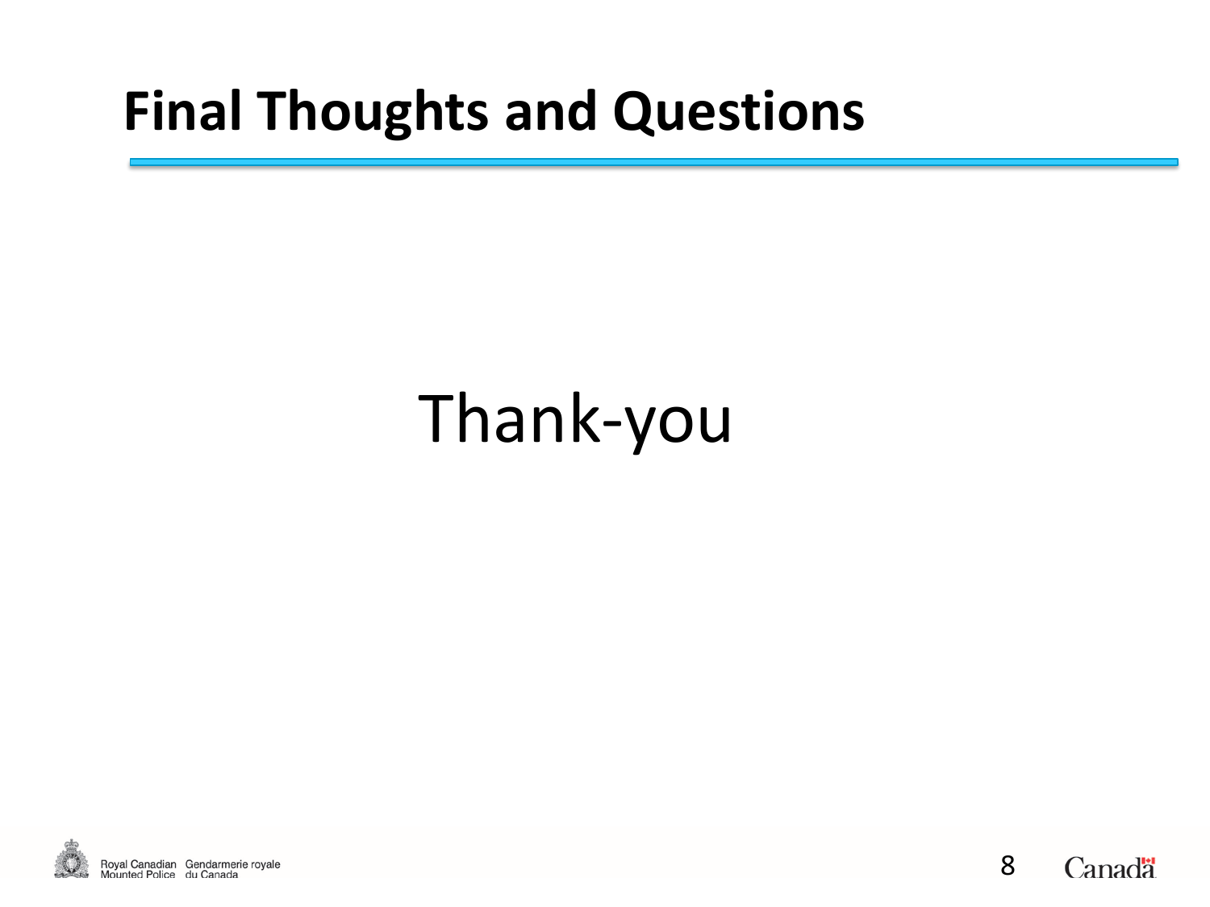# Final Thoughts and Questions

Thank-you